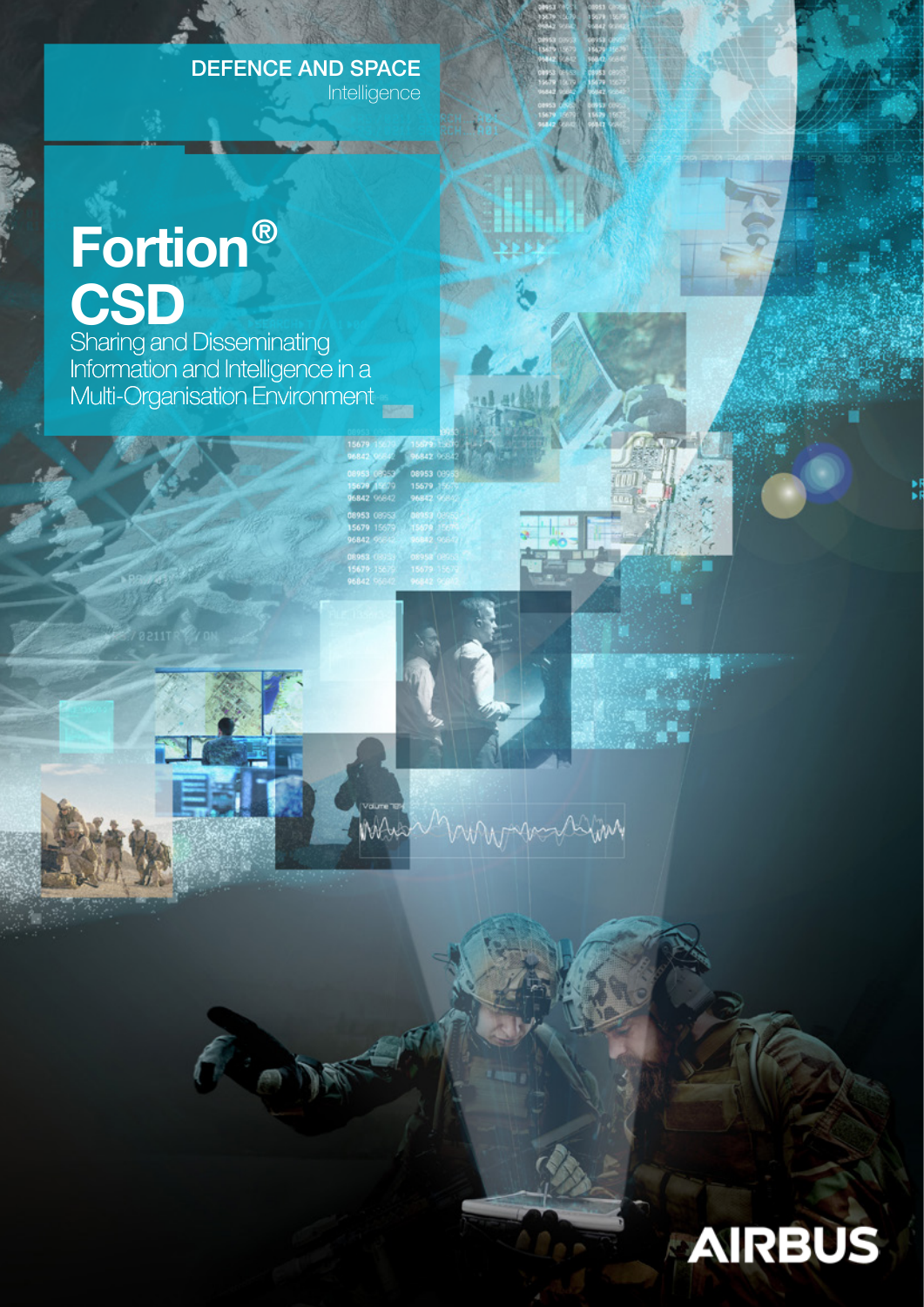DEFENCE AND SPACE
Intelligence

# Fortion® CSD

Sharing and Disseminating Information and Intelligence in a Multi-Organisation Environment

AIRBUS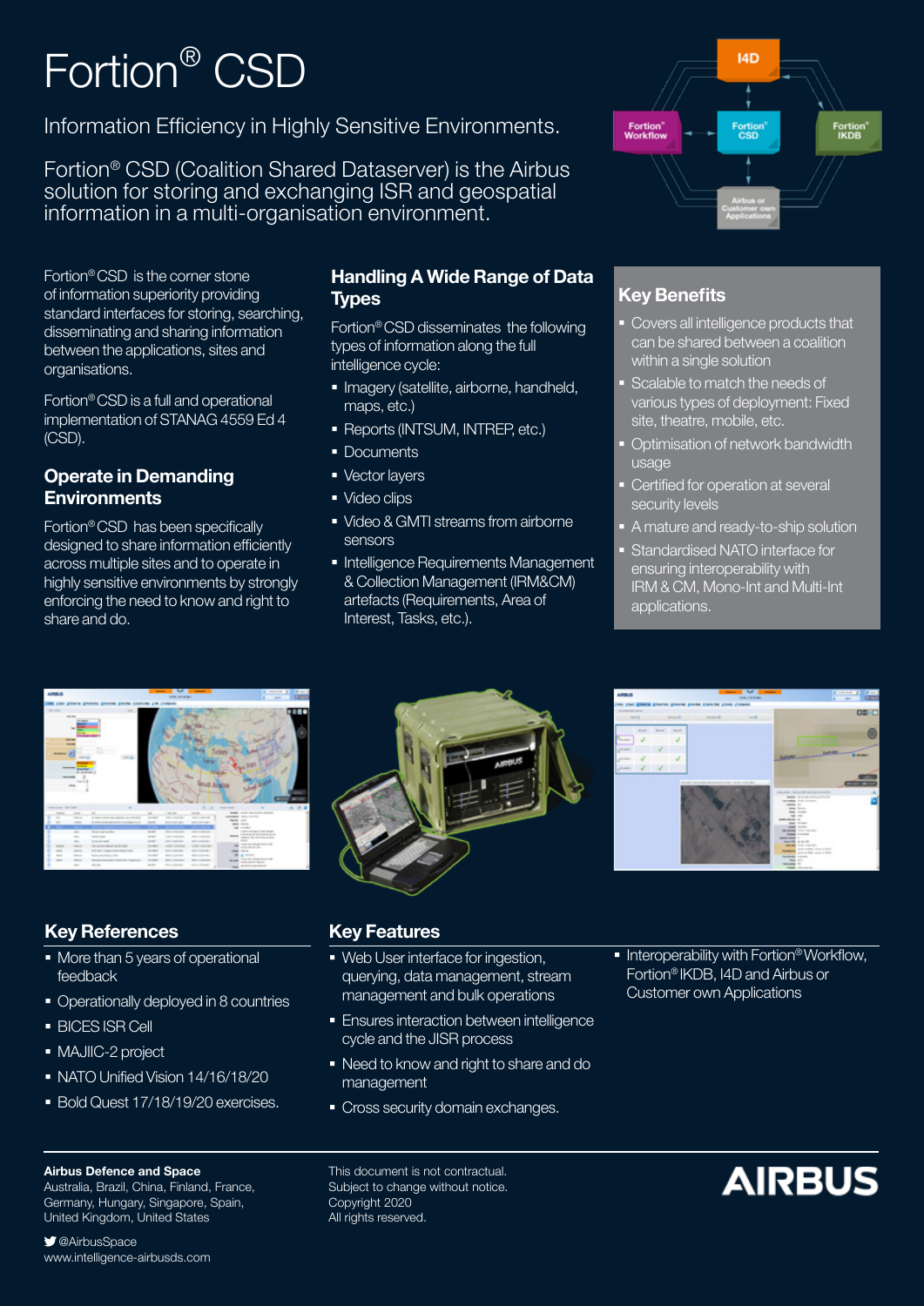# Fortion® CSD

Information Efficiency in Highly Sensitive Environments.

Fortion® CSD (Coalition Shared Dataserver) is the Airbus solution for storing and exchanging ISR and geospatial information in a multi-organisation environment.

I4D

Fortion® Workflow

Fortion® CSD

Fortion® IKDB

Airbus or Customer own Applications

Fortion® CSD is the corner stone of information superiority providing standard interfaces for storing, searching, disseminating and sharing information between the applications, sites and organisations.

Fortion® CSD is a full and operational implementation of STANAG 4559 Ed 4 (CSD).

## Operate in Demanding Environments

Fortion® CSD has been specifically designed to share information efficiently across multiple sites and to operate in highly sensitive environments by strongly enforcing the need to know and right to share and do.

## Handling A Wide Range of Data Types

Fortion® CSD disseminates the following types of information along the full intelligence cycle:

- Imagery (satellite, airborne, handheld, maps, etc.)
- Reports (INTSUM, INTREP, etc.)
- Documents
- Vector layers
- Video clips
- Video & GMTI streams from airborne sensors
- Intelligence Requirements Management & Collection Management (IRM&CM) artefacts (Requirements, Area of Interest, Tasks, etc.).

## Key Benefits

- Covers all intelligence products that can be shared between a coalition within a single solution
- Scalable to match the needs of various types of deployment: Fixed site, theatre, mobile, etc.
- Optimisation of network bandwidth usage
- Certified for operation at several security levels
- A mature and ready-to-ship solution
- Standardised NATO interface for ensuring interoperability with IRM & CM, Mono-Int and Multi-Int applications.

## Key References

- More than 5 years of operational feedback
- Operationally deployed in 8 countries
- BICES ISR Cell
- MAJIIC-2 project
- NATO Unified Vision 14/16/18/20
- Bold Quest 17/18/19/20 exercises.

## Key Features

- Web User interface for ingestion, querying, data management, stream management and bulk operations
- Ensures interaction between intelligence cycle and the JISR process
- Need to know and right to share and do management
- Cross security domain exchanges.
- Interoperability with Fortion® Workflow, Fortion® IKDB, I4D and Airbus or Customer own Applications

**Airbus Defence and Space**
Australia, Brazil, China, Finland, France, Germany, Hungary, Singapore, Spain, United Kingdom, United States

@AirbusSpace
www.intelligence-airbusds.com

This document is not contractual.
Subject to change without notice.
Copyright 2020
All rights reserved.

AIRBUS